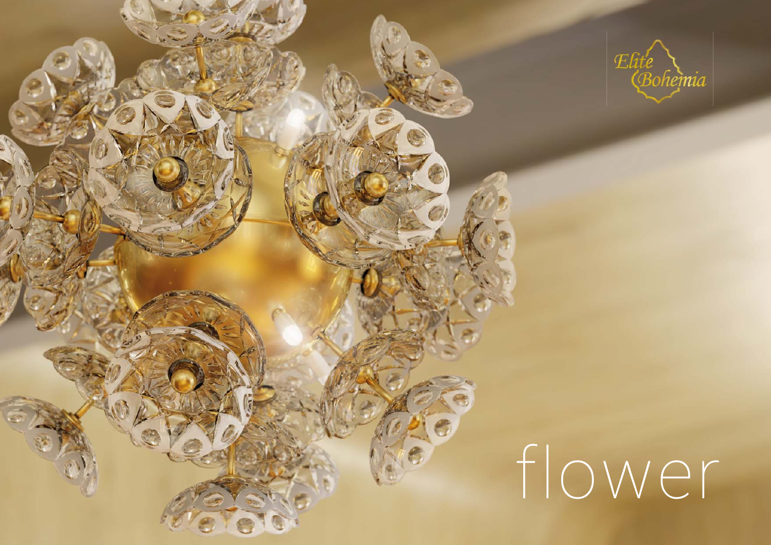Elite Bohemia

# flower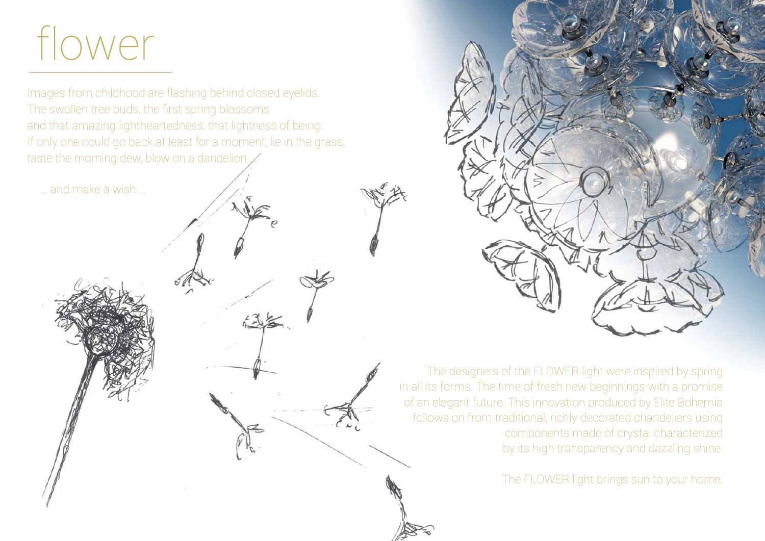# flower

Images from childhood are flashing behind closed eyelids.
The swollen tree buds, the first spring blossoms
and that amazing lightheartedness, that lightness of being.
If only one could go back at least for a moment, lie in the grass,
taste the morning dew, blow on a dandelion ...

... and make a wish ...

The designers of the FLOWER light were inspired by spring in all its forms. The time of fresh new beginnings with a promise of an elegant future. This innovation produced by Elite Bohemia follows on from traditional, richly decorated chandeliers using components made of crystal characterized by its high transparency and dazzling shine.

The FLOWER light brings sun to your home.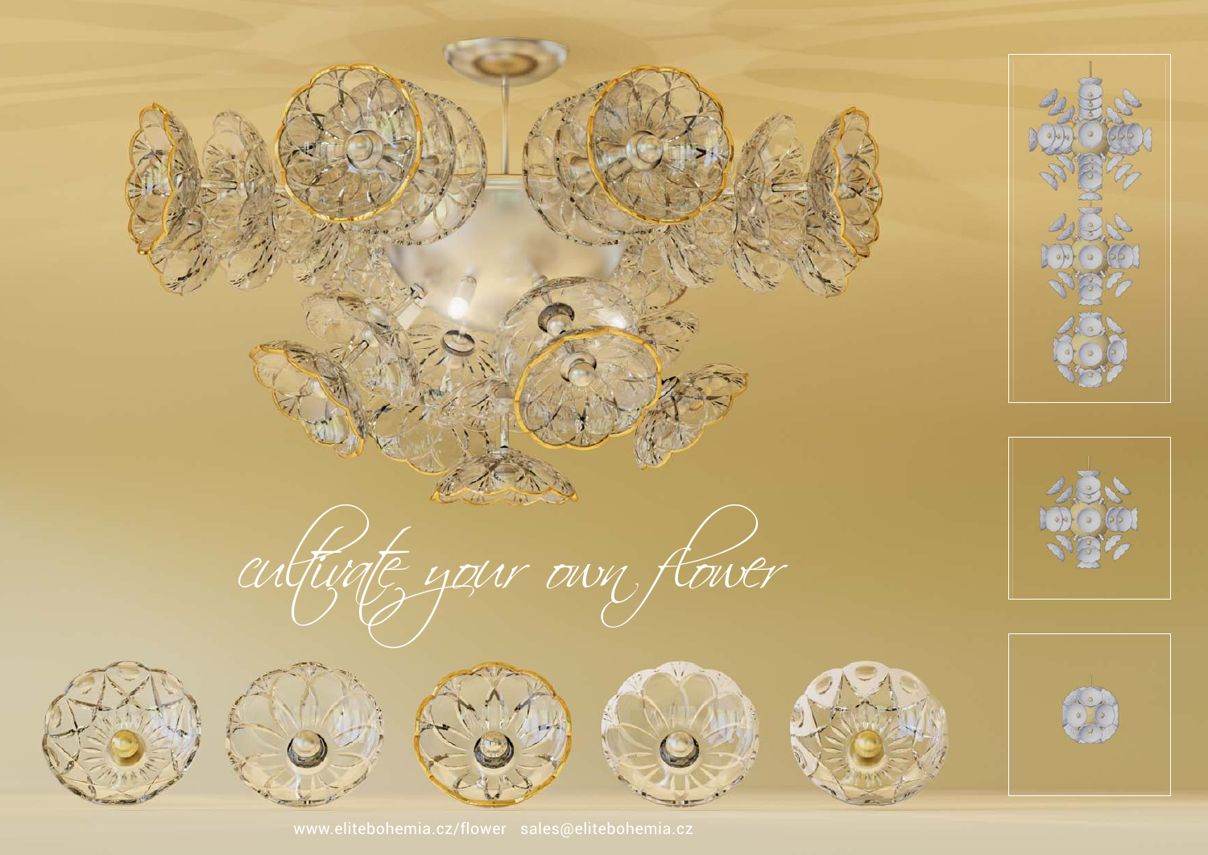*cultivate your own flower*

www.elitebohemia.cz/flower sales@elitebohemia.cz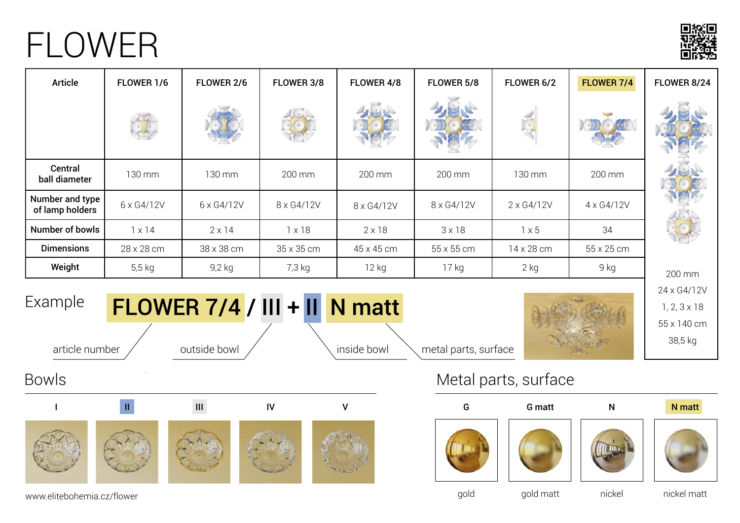# FLOWER

| Article | FLOWER 1/6 | FLOWER 2/6 | FLOWER 3/8 | FLOWER 4/8 | FLOWER 5/8 | FLOWER 6/2 | FLOWER 7/4 | FLOWER 8/24 |
|---|---|---|---|---|---|---|---|---|
| Central ball diameter | 130 mm | 130 mm | 200 mm | 200 mm | 200 mm | 130 mm | 200 mm | 200 mm |
| Number and type of lamp holders | 6 x G4/12V | 6 x G4/12V | 8 x G4/12V | 8 x G4/12V | 8 x G4/12V | 2 x G4/12V | 4 x G4/12V | 24 x G4/12V |
| Number of bowls | 1 x 14 | 2 x 14 | 1 x 18 | 2 x 18 | 3 x 18 | 1 x 5 | 34 | 1, 2, 3 x 18 |
| Dimensions | 28 x 28 cm | 38 x 38 cm | 35 x 35 cm | 45 x 45 cm | 55 x 55 cm | 14 x 28 cm | 55 x 25 cm | 55 x 140 cm |
| Weight | 5,5 kg | 9,2 kg | 7,3 kg | 12 kg | 17 kg | 2 kg | 9 kg | 38,5 kg |

## Example

**FLOWER 7/4 / III + II N matt**

- FLOWER 7/4 – article number
- III – outside bowl
- II – inside bowl
- N matt – metal parts, surface

## Bowls

I | II | III | IV | V

## Metal parts, surface

| G | G matt | N | N matt |
|---|---|---|---|
| gold | gold matt | nickel | nickel matt |

www.elitebohemia.cz/flower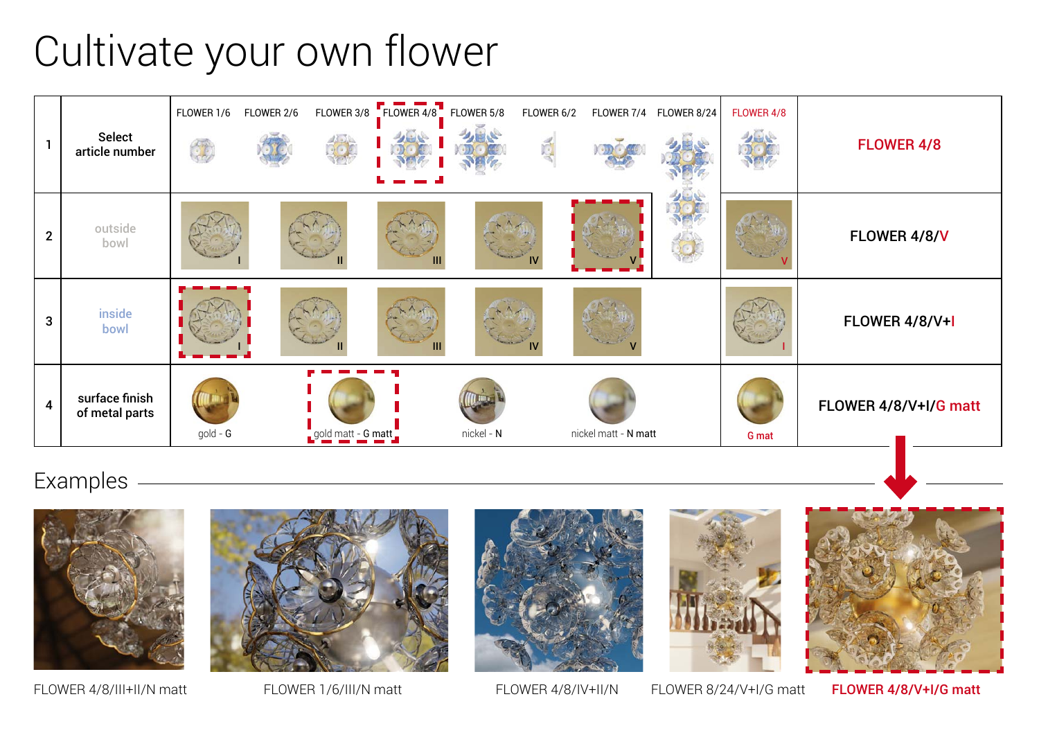# Cultivate your own flower

| | | | | | | | | | | | |
|---|---|---|---|---|---|---|---|---|---|---|---|
| 1 | Select article number | FLOWER 1/6 | FLOWER 2/6 | FLOWER 3/8 | FLOWER 4/8 | FLOWER 5/8 | FLOWER 6/2 | FLOWER 7/4 | FLOWER 8/24 | FLOWER 4/8 | FLOWER 4/8 |
| 2 | outside bowl | I | II | III | IV | V | | | | V | FLOWER 4/8/V |
| 3 | inside bowl | I | II | III | IV | V | | | | I | FLOWER 4/8/V+I |
| 4 | surface finish of metal parts | gold - G | gold matt - G matt | nickel - N | nickel matt - N matt | | | | | G mat | FLOWER 4/8/V+I/G matt |

## Examples

FLOWER 4/8/III+II/N matt

FLOWER 1/6/III/N matt

FLOWER 4/8/IV+II/N

FLOWER 8/24/V+I/G matt

**FLOWER 4/8/V+I/G matt**